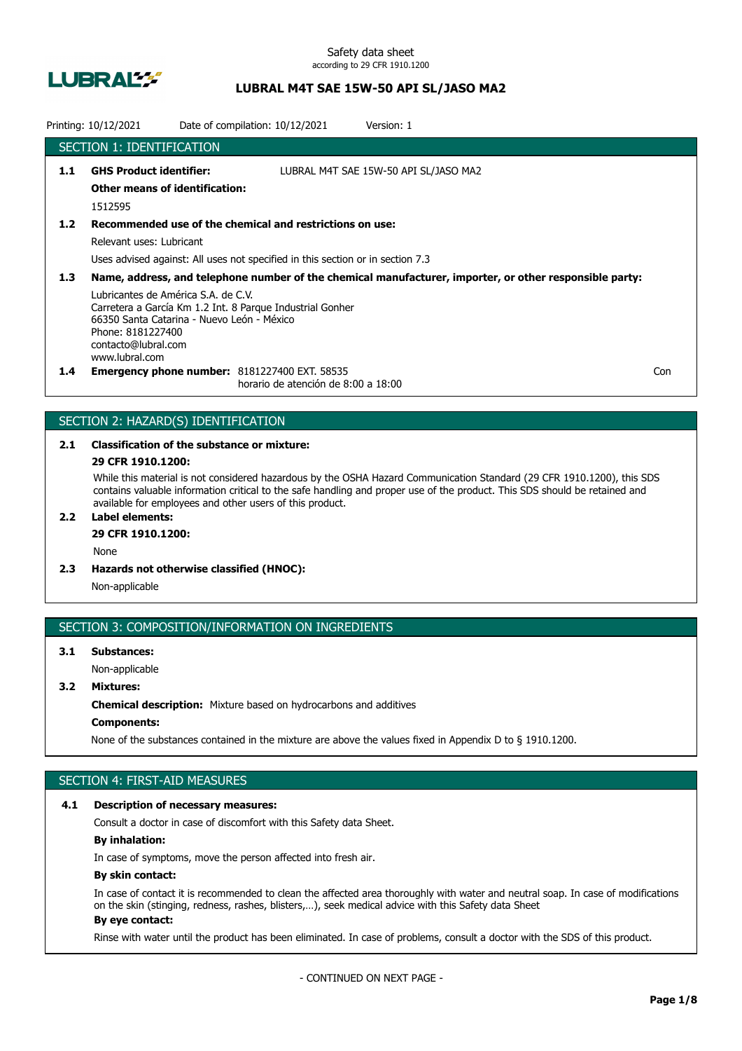Safety data sheet
according to 29 CFR 1910.1200

# LUBRAL M4T SAE 15W-50 API SL/JASO MA2

Printing: 10/12/2021 Date of compilation: 10/12/2021 Version: 1

## SECTION 1: IDENTIFICATION

**1.1 GHS Product identifier:** LUBRAL M4T SAE 15W-50 API SL/JASO MA2

**Other means of identification:**

1512595

**1.2 Recommended use of the chemical and restrictions on use:**

Relevant uses: Lubricant

Uses advised against: All uses not specified in this section or in section 7.3

**1.3 Name, address, and telephone number of the chemical manufacturer, importer, or other responsible party:**

Lubricantes de América S.A. de C.V.
Carretera a García Km 1.2 Int. 8 Parque Industrial Gonher
66350 Santa Catarina - Nuevo León - México
Phone: 8181227400
contacto@lubral.com
www.lubral.com

**1.4 Emergency phone number:** 8181227400 EXT. 58535
horario de atención de 8:00 a 18:00 Con

## SECTION 2: HAZARD(S) IDENTIFICATION

**2.1 Classification of the substance or mixture:**

**29 CFR 1910.1200:**

While this material is not considered hazardous by the OSHA Hazard Communication Standard (29 CFR 1910.1200), this SDS contains valuable information critical to the safe handling and proper use of the product. This SDS should be retained and available for employees and other users of this product.

**2.2 Label elements:**

**29 CFR 1910.1200:**

None

**2.3 Hazards not otherwise classified (HNOC):**

Non-applicable

## SECTION 3: COMPOSITION/INFORMATION ON INGREDIENTS

**3.1 Substances:**

Non-applicable

**3.2 Mixtures:**

**Chemical description:** Mixture based on hydrocarbons and additives

**Components:**

None of the substances contained in the mixture are above the values fixed in Appendix D to § 1910.1200.

## SECTION 4: FIRST-AID MEASURES

**4.1 Description of necessary measures:**

Consult a doctor in case of discomfort with this Safety data Sheet.

**By inhalation:**

In case of symptoms, move the person affected into fresh air.

**By skin contact:**

In case of contact it is recommended to clean the affected area thoroughly with water and neutral soap. In case of modifications on the skin (stinging, redness, rashes, blisters,…), seek medical advice with this Safety data Sheet

**By eye contact:**

Rinse with water until the product has been eliminated. In case of problems, consult a doctor with the SDS of this product.

- CONTINUED ON NEXT PAGE -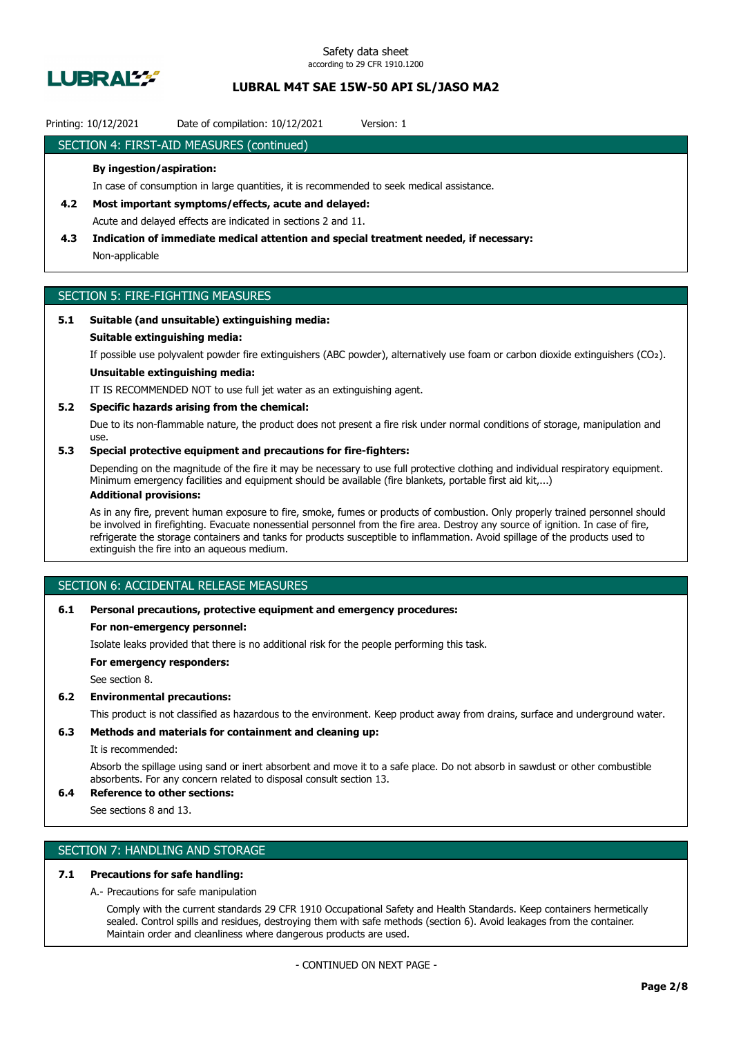## SECTION 4: FIRST-AID MEASURES (continued)

**By ingestion/aspiration:**

In case of consumption in large quantities, it is recommended to seek medical assistance.

**4.2 Most important symptoms/effects, acute and delayed:**

Acute and delayed effects are indicated in sections 2 and 11.

**4.3 Indication of immediate medical attention and special treatment needed, if necessary:**

Non-applicable

## SECTION 5: FIRE-FIGHTING MEASURES

**5.1 Suitable (and unsuitable) extinguishing media:**

**Suitable extinguishing media:**

If possible use polyvalent powder fire extinguishers (ABC powder), alternatively use foam or carbon dioxide extinguishers ($CO_2$).

**Unsuitable extinguishing media:**

IT IS RECOMMENDED NOT to use full jet water as an extinguishing agent.

**5.2 Specific hazards arising from the chemical:**

Due to its non-flammable nature, the product does not present a fire risk under normal conditions of storage, manipulation and use.

**5.3 Special protective equipment and precautions for fire-fighters:**

Depending on the magnitude of the fire it may be necessary to use full protective clothing and individual respiratory equipment. Minimum emergency facilities and equipment should be available (fire blankets, portable first aid kit,...)

**Additional provisions:**

As in any fire, prevent human exposure to fire, smoke, fumes or products of combustion. Only properly trained personnel should be involved in firefighting. Evacuate nonessential personnel from the fire area. Destroy any source of ignition. In case of fire, refrigerate the storage containers and tanks for products susceptible to inflammation. Avoid spillage of the products used to extinguish the fire into an aqueous medium.

## SECTION 6: ACCIDENTAL RELEASE MEASURES

**6.1 Personal precautions, protective equipment and emergency procedures:**

**For non-emergency personnel:**

Isolate leaks provided that there is no additional risk for the people performing this task.

**For emergency responders:**

See section 8.

**6.2 Environmental precautions:**

This product is not classified as hazardous to the environment. Keep product away from drains, surface and underground water.

**6.3 Methods and materials for containment and cleaning up:**

It is recommended:

Absorb the spillage using sand or inert absorbent and move it to a safe place. Do not absorb in sawdust or other combustible absorbents. For any concern related to disposal consult section 13.

**6.4 Reference to other sections:**

See sections 8 and 13.

## SECTION 7: HANDLING AND STORAGE

**7.1 Precautions for safe handling:**

A.- Precautions for safe manipulation

Comply with the current standards 29 CFR 1910 Occupational Safety and Health Standards. Keep containers hermetically sealed. Control spills and residues, destroying them with safe methods (section 6). Avoid leakages from the container. Maintain order and cleanliness where dangerous products are used.

- CONTINUED ON NEXT PAGE -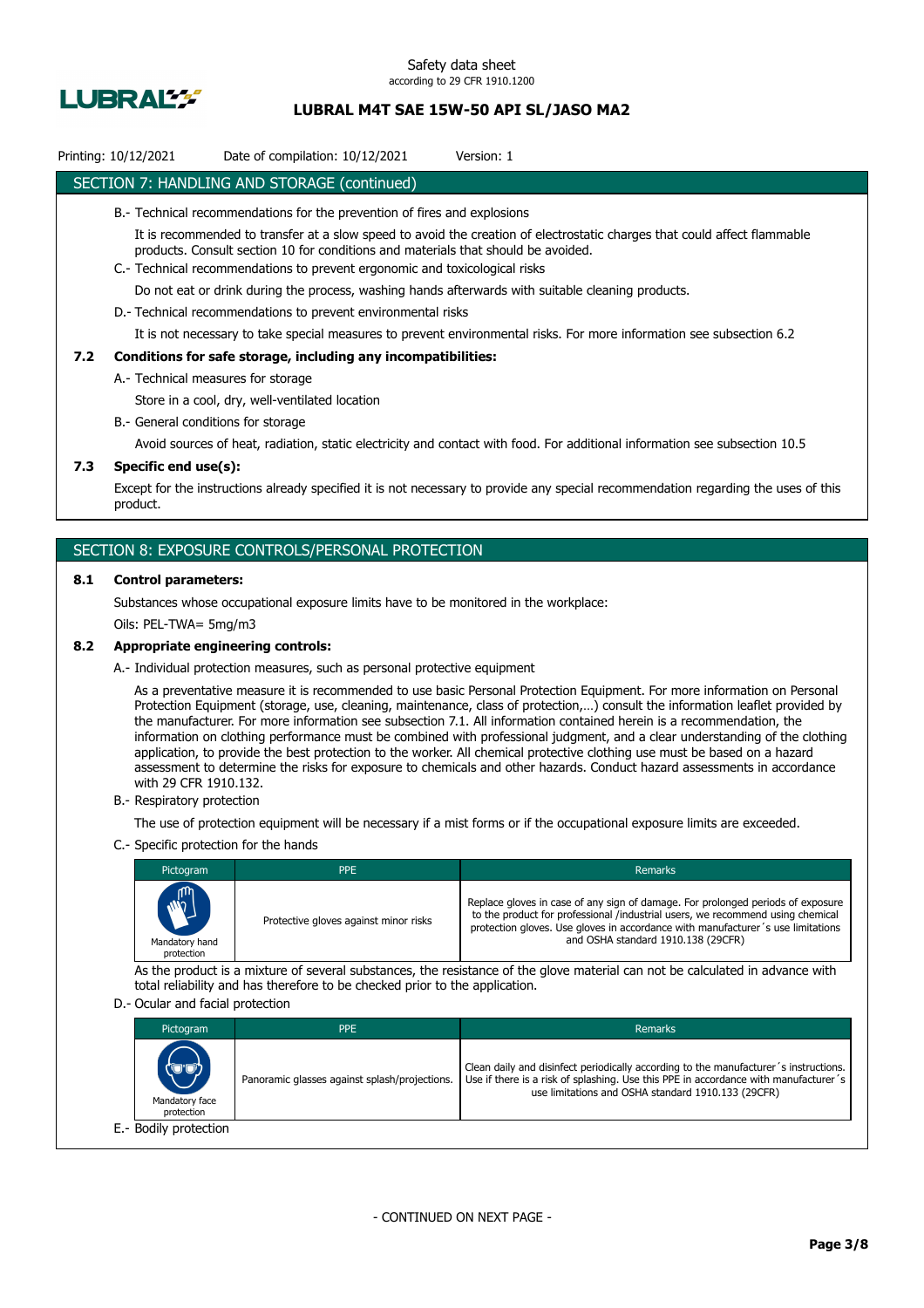## SECTION 7: HANDLING AND STORAGE (continued)

B.- Technical recommendations for the prevention of fires and explosions

It is recommended to transfer at a slow speed to avoid the creation of electrostatic charges that could affect flammable products. Consult section 10 for conditions and materials that should be avoided.

C.- Technical recommendations to prevent ergonomic and toxicological risks

Do not eat or drink during the process, washing hands afterwards with suitable cleaning products.

D.- Technical recommendations to prevent environmental risks

It is not necessary to take special measures to prevent environmental risks. For more information see subsection 6.2

### 7.2 Conditions for safe storage, including any incompatibilities:

A.- Technical measures for storage

Store in a cool, dry, well-ventilated location

B.- General conditions for storage

Avoid sources of heat, radiation, static electricity and contact with food. For additional information see subsection 10.5

### 7.3 Specific end use(s):

Except for the instructions already specified it is not necessary to provide any special recommendation regarding the uses of this product.

## SECTION 8: EXPOSURE CONTROLS/PERSONAL PROTECTION

### 8.1 Control parameters:

Substances whose occupational exposure limits have to be monitored in the workplace:

Oils: PEL-TWA= 5mg/m3

### 8.2 Appropriate engineering controls:

A.- Individual protection measures, such as personal protective equipment

As a preventative measure it is recommended to use basic Personal Protection Equipment. For more information on Personal Protection Equipment (storage, use, cleaning, maintenance, class of protection,…) consult the information leaflet provided by the manufacturer. For more information see subsection 7.1. All information contained herein is a recommendation, the information on clothing performance must be combined with professional judgment, and a clear understanding of the clothing application, to provide the best protection to the worker. All chemical protective clothing use must be based on a hazard assessment to determine the risks for exposure to chemicals and other hazards. Conduct hazard assessments in accordance with 29 CFR 1910.132.

B.- Respiratory protection

The use of protection equipment will be necessary if a mist forms or if the occupational exposure limits are exceeded.

C.- Specific protection for the hands

| Pictogram | PPE | Remarks |
|---|---|---|
| Mandatory hand protection | Protective gloves against minor risks | Replace gloves in case of any sign of damage. For prolonged periods of exposure to the product for professional /industrial users, we recommend using chemical protection gloves. Use gloves in accordance with manufacturer´s use limitations and OSHA standard 1910.138 (29CFR) |

As the product is a mixture of several substances, the resistance of the glove material can not be calculated in advance with total reliability and has therefore to be checked prior to the application.

D.- Ocular and facial protection

| Pictogram | PPE | Remarks |
|---|---|---|
| Mandatory face protection | Panoramic glasses against splash/projections. | Clean daily and disinfect periodically according to the manufacturer´s instructions. Use if there is a risk of splashing. Use this PPE in accordance with manufacturer´s use limitations and OSHA standard 1910.133 (29CFR) |

E.- Bodily protection

- CONTINUED ON NEXT PAGE -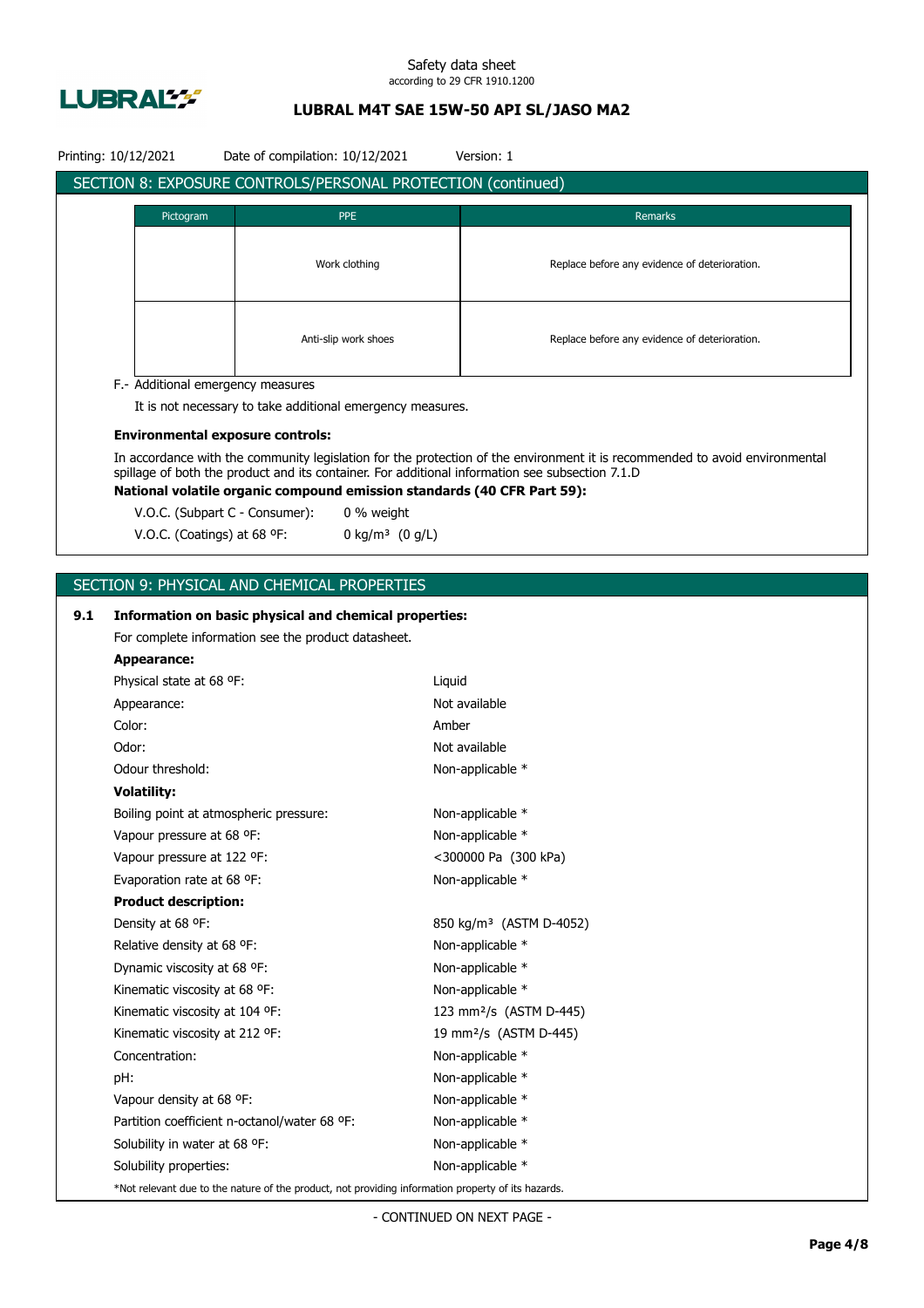## SECTION 8: EXPOSURE CONTROLS/PERSONAL PROTECTION (continued)

| Pictogram | PPE | Remarks |
|---|---|---|
| | Work clothing | Replace before any evidence of deterioration. |
| | Anti-slip work shoes | Replace before any evidence of deterioration. |

F.- Additional emergency measures

It is not necessary to take additional emergency measures.

**Environmental exposure controls:**

In accordance with the community legislation for the protection of the environment it is recommended to avoid environmental spillage of both the product and its container. For additional information see subsection 7.1.D

**National volatile organic compound emission standards (40 CFR Part 59):**

V.O.C. (Subpart C - Consumer): 0 % weight

V.O.C. (Coatings) at 68 ºF: 0 kg/m³ (0 g/L)

## SECTION 9: PHYSICAL AND CHEMICAL PROPERTIES

### 9.1 Information on basic physical and chemical properties:

For complete information see the product datasheet.

**Appearance:**

| | |
|---|---|
| Physical state at 68 ºF: | Liquid |
| Appearance: | Not available |
| Color: | Amber |
| Odor: | Not available |
| Odour threshold: | Non-applicable * |

**Volatility:**

| | |
|---|---|
| Boiling point at atmospheric pressure: | Non-applicable * |
| Vapour pressure at 68 ºF: | Non-applicable * |
| Vapour pressure at 122 ºF: | <300000 Pa (300 kPa) |
| Evaporation rate at 68 ºF: | Non-applicable * |

**Product description:**

| | |
|---|---|
| Density at 68 ºF: | 850 kg/m³ (ASTM D-4052) |
| Relative density at 68 ºF: | Non-applicable * |
| Dynamic viscosity at 68 ºF: | Non-applicable * |
| Kinematic viscosity at 68 ºF: | Non-applicable * |
| Kinematic viscosity at 104 ºF: | 123 mm²/s (ASTM D-445) |
| Kinematic viscosity at 212 ºF: | 19 mm²/s (ASTM D-445) |
| Concentration: | Non-applicable * |
| pH: | Non-applicable * |
| Vapour density at 68 ºF: | Non-applicable * |
| Partition coefficient n-octanol/water 68 ºF: | Non-applicable * |
| Solubility in water at 68 ºF: | Non-applicable * |
| Solubility properties: | Non-applicable * |

*Not relevant due to the nature of the product, not providing information property of its hazards.

- CONTINUED ON NEXT PAGE -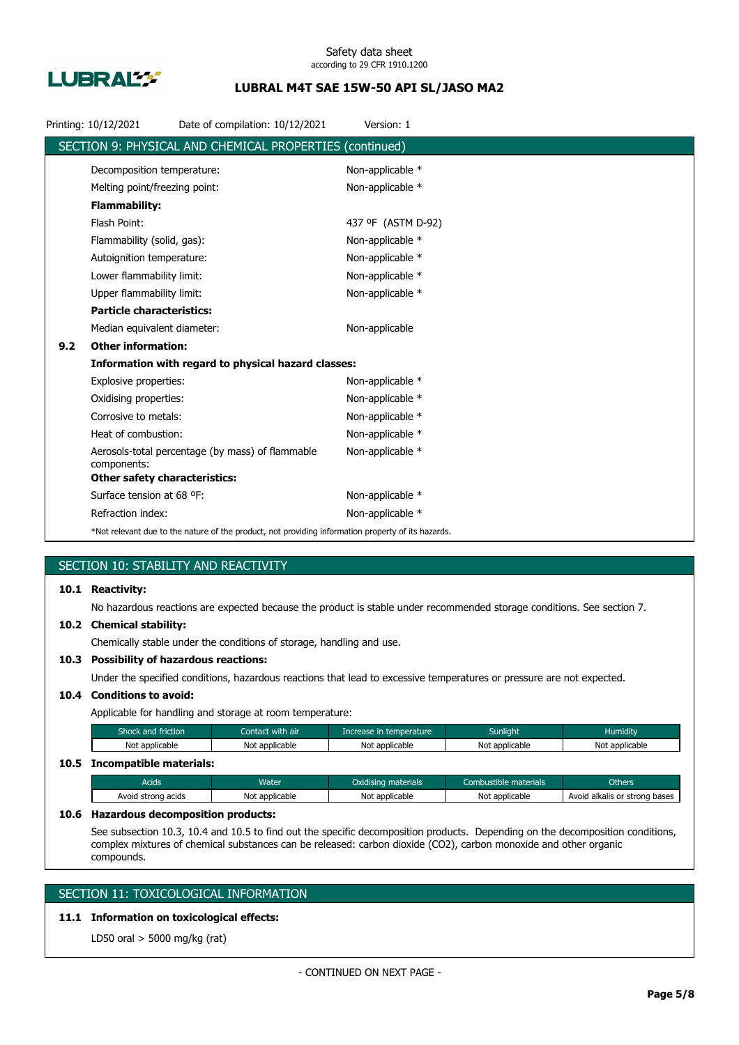Printing: 10/12/2021 Date of compilation: 10/12/2021 Version: 1

## SECTION 9: PHYSICAL AND CHEMICAL PROPERTIES (continued)

| | |
|---|---|
| Decomposition temperature: | Non-applicable * |
| Melting point/freezing point: | Non-applicable * |
| **Flammability:** | |
| Flash Point: | 437 ºF (ASTM D-92) |
| Flammability (solid, gas): | Non-applicable * |
| Autoignition temperature: | Non-applicable * |
| Lower flammability limit: | Non-applicable * |
| Upper flammability limit: | Non-applicable * |
| **Particle characteristics:** | |
| Median equivalent diameter: | Non-applicable |

**9.2 Other information:**

**Information with regard to physical hazard classes:**

| | |
|---|---|
| Explosive properties: | Non-applicable * |
| Oxidising properties: | Non-applicable * |
| Corrosive to metals: | Non-applicable * |
| Heat of combustion: | Non-applicable * |
| Aerosols-total percentage (by mass) of flammable components: | Non-applicable * |
| **Other safety characteristics:** | |
| Surface tension at 68 ºF: | Non-applicable * |
| Refraction index: | Non-applicable * |

*Not relevant due to the nature of the product, not providing information property of its hazards.

## SECTION 10: STABILITY AND REACTIVITY

**10.1 Reactivity:**

No hazardous reactions are expected because the product is stable under recommended storage conditions. See section 7.

**10.2 Chemical stability:**

Chemically stable under the conditions of storage, handling and use.

**10.3 Possibility of hazardous reactions:**

Under the specified conditions, hazardous reactions that lead to excessive temperatures or pressure are not expected.

**10.4 Conditions to avoid:**

Applicable for handling and storage at room temperature:

| Shock and friction | Contact with air | Increase in temperature | Sunlight | Humidity |
|---|---|---|---|---|
| Not applicable | Not applicable | Not applicable | Not applicable | Not applicable |

**10.5 Incompatible materials:**

| Acids | Water | Oxidising materials | Combustible materials | Others |
|---|---|---|---|---|
| Avoid strong acids | Not applicable | Not applicable | Not applicable | Avoid alkalis or strong bases |

**10.6 Hazardous decomposition products:**

See subsection 10.3, 10.4 and 10.5 to find out the specific decomposition products. Depending on the decomposition conditions, complex mixtures of chemical substances can be released: carbon dioxide ($CO_2$), carbon monoxide and other organic compounds.

## SECTION 11: TOXICOLOGICAL INFORMATION

**11.1 Information on toxicological effects:**

LD50 oral > 5000 mg/kg (rat)

- CONTINUED ON NEXT PAGE -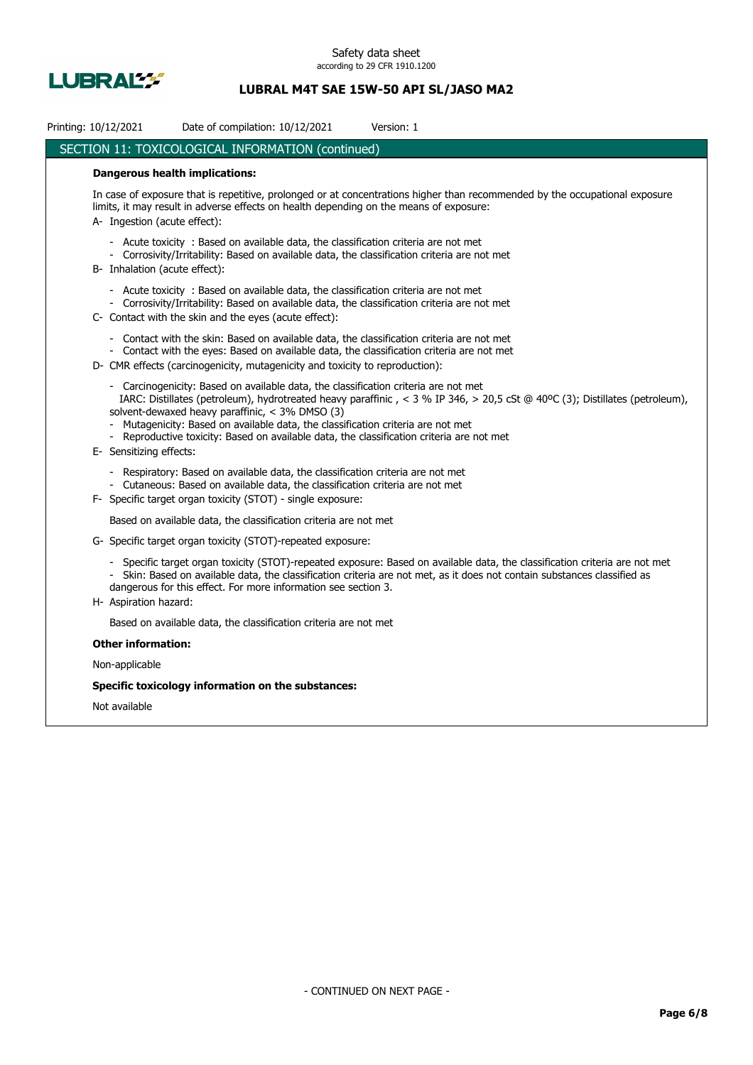## SECTION 11: TOXICOLOGICAL INFORMATION (continued)

**Dangerous health implications:**

In case of exposure that is repetitive, prolonged or at concentrations higher than recommended by the occupational exposure limits, it may result in adverse effects on health depending on the means of exposure:

A- Ingestion (acute effect):

- Acute toxicity : Based on available data, the classification criteria are not met
- Corrosivity/Irritability: Based on available data, the classification criteria are not met

B- Inhalation (acute effect):

- Acute toxicity : Based on available data, the classification criteria are not met
- Corrosivity/Irritability: Based on available data, the classification criteria are not met

C- Contact with the skin and the eyes (acute effect):

- Contact with the skin: Based on available data, the classification criteria are not met
- Contact with the eyes: Based on available data, the classification criteria are not met

D- CMR effects (carcinogenicity, mutagenicity and toxicity to reproduction):

- Carcinogenicity: Based on available data, the classification criteria are not met
  IARC: Distillates (petroleum), hydrotreated heavy paraffinic , < 3 % IP 346, > 20,5 cSt @ 40ºC (3); Distillates (petroleum), solvent-dewaxed heavy paraffinic, < 3% DMSO (3)
- Mutagenicity: Based on available data, the classification criteria are not met
- Reproductive toxicity: Based on available data, the classification criteria are not met

E- Sensitizing effects:

- Respiratory: Based on available data, the classification criteria are not met
- Cutaneous: Based on available data, the classification criteria are not met

F- Specific target organ toxicity (STOT) - single exposure:

Based on available data, the classification criteria are not met

G- Specific target organ toxicity (STOT)-repeated exposure:

- Specific target organ toxicity (STOT)-repeated exposure: Based on available data, the classification criteria are not met
- Skin: Based on available data, the classification criteria are not met, as it does not contain substances classified as dangerous for this effect. For more information see section 3.

H- Aspiration hazard:

Based on available data, the classification criteria are not met

**Other information:**

Non-applicable

**Specific toxicology information on the substances:**

Not available

- CONTINUED ON NEXT PAGE -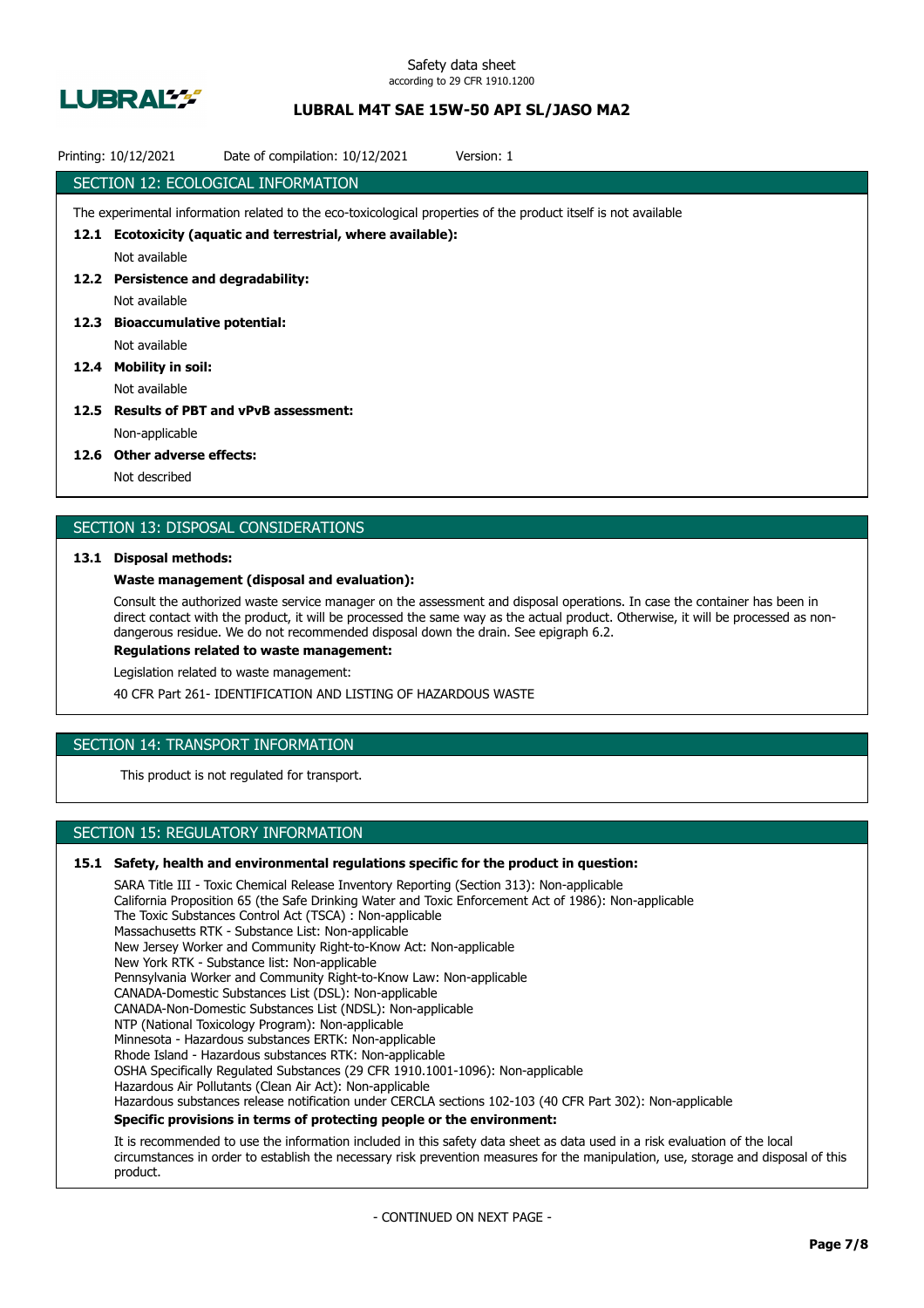## SECTION 12: ECOLOGICAL INFORMATION

The experimental information related to the eco-toxicological properties of the product itself is not available

**12.1 Ecotoxicity (aquatic and terrestrial, where available):**

Not available

**12.2 Persistence and degradability:**

Not available

**12.3 Bioaccumulative potential:**

Not available

**12.4 Mobility in soil:**

Not available

**12.5 Results of PBT and vPvB assessment:**

Non-applicable

**12.6 Other adverse effects:**

Not described

## SECTION 13: DISPOSAL CONSIDERATIONS

**13.1 Disposal methods:**

**Waste management (disposal and evaluation):**

Consult the authorized waste service manager on the assessment and disposal operations. In case the container has been in direct contact with the product, it will be processed the same way as the actual product. Otherwise, it will be processed as non-dangerous residue. We do not recommended disposal down the drain. See epigraph 6.2.

**Regulations related to waste management:**

Legislation related to waste management:

40 CFR Part 261- IDENTIFICATION AND LISTING OF HAZARDOUS WASTE

## SECTION 14: TRANSPORT INFORMATION

This product is not regulated for transport.

## SECTION 15: REGULATORY INFORMATION

**15.1 Safety, health and environmental regulations specific for the product in question:**

SARA Title III - Toxic Chemical Release Inventory Reporting (Section 313): Non-applicable
California Proposition 65 (the Safe Drinking Water and Toxic Enforcement Act of 1986): Non-applicable
The Toxic Substances Control Act (TSCA) : Non-applicable
Massachusetts RTK - Substance List: Non-applicable
New Jersey Worker and Community Right-to-Know Act: Non-applicable
New York RTK - Substance list: Non-applicable
Pennsylvania Worker and Community Right-to-Know Law: Non-applicable
CANADA-Domestic Substances List (DSL): Non-applicable
CANADA-Non-Domestic Substances List (NDSL): Non-applicable
NTP (National Toxicology Program): Non-applicable
Minnesota - Hazardous substances ERTK: Non-applicable
Rhode Island - Hazardous substances RTK: Non-applicable
OSHA Specifically Regulated Substances (29 CFR 1910.1001-1096): Non-applicable
Hazardous Air Pollutants (Clean Air Act): Non-applicable
Hazardous substances release notification under CERCLA sections 102-103 (40 CFR Part 302): Non-applicable

**Specific provisions in terms of protecting people or the environment:**

It is recommended to use the information included in this safety data sheet as data used in a risk evaluation of the local circumstances in order to establish the necessary risk prevention measures for the manipulation, use, storage and disposal of this product.

- CONTINUED ON NEXT PAGE -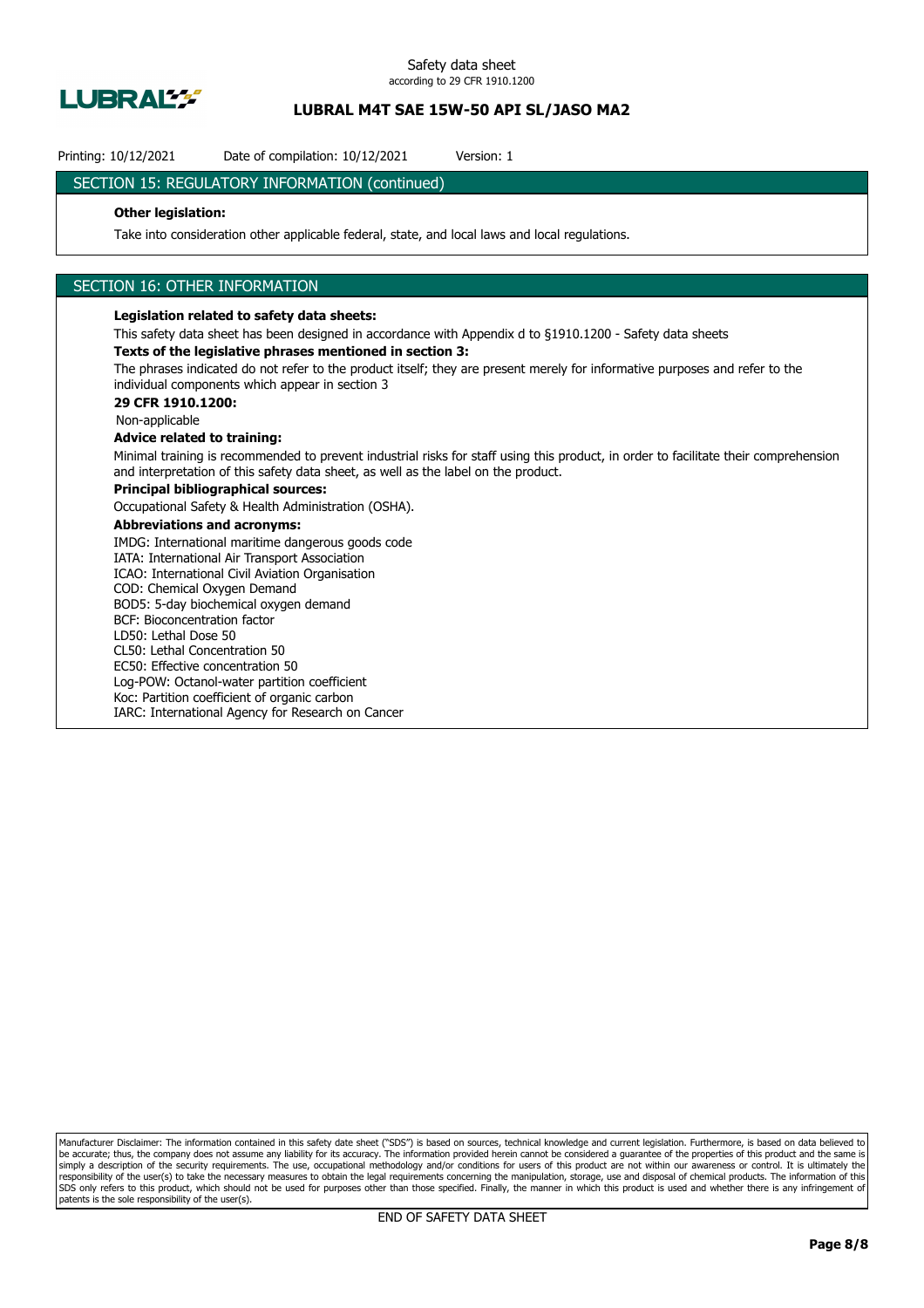## SECTION 15: REGULATORY INFORMATION (continued)

**Other legislation:**

Take into consideration other applicable federal, state, and local laws and local regulations.

## SECTION 16: OTHER INFORMATION

**Legislation related to safety data sheets:**

This safety data sheet has been designed in accordance with Appendix d to §1910.1200 - Safety data sheets

**Texts of the legislative phrases mentioned in section 3:**

The phrases indicated do not refer to the product itself; they are present merely for informative purposes and refer to the individual components which appear in section 3

**29 CFR 1910.1200:**

Non-applicable

**Advice related to training:**

Minimal training is recommended to prevent industrial risks for staff using this product, in order to facilitate their comprehension and interpretation of this safety data sheet, as well as the label on the product.

**Principal bibliographical sources:**

Occupational Safety & Health Administration (OSHA).

**Abbreviations and acronyms:**

IMDG: International maritime dangerous goods code
IATA: International Air Transport Association
ICAO: International Civil Aviation Organisation
COD: Chemical Oxygen Demand
BOD5: 5-day biochemical oxygen demand
BCF: Bioconcentration factor
LD50: Lethal Dose 50
CL50: Lethal Concentration 50
EC50: Effective concentration 50
Log-POW: Octanol-water partition coefficient
Koc: Partition coefficient of organic carbon
IARC: International Agency for Research on Cancer

Manufacturer Disclaimer: The information contained in this safety date sheet ("SDS") is based on sources, technical knowledge and current legislation. Furthermore, is based on data believed to be accurate; thus, the company does not assume any liability for its accuracy. The information provided herein cannot be considered a guarantee of the properties of this product and the same is simply a description of the security requirements. The use, occupational methodology and/or conditions for users of this product are not within our awareness or control. It is ultimately the responsibility of the user(s) to take the necessary measures to obtain the legal requirements concerning the manipulation, storage, use and disposal of chemical products. The information of this SDS only refers to this product, which should not be used for purposes other than those specified. Finally, the manner in which this product is used and whether there is any infringement of patents is the sole responsibility of the user(s).

END OF SAFETY DATA SHEET